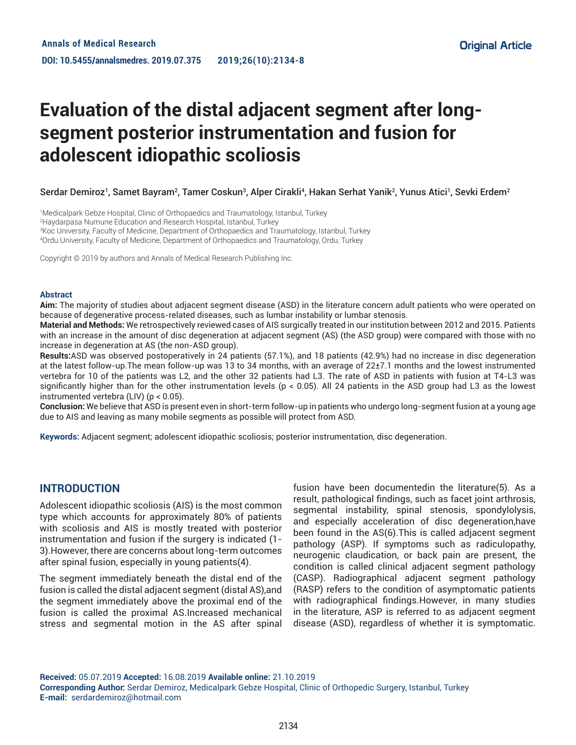Original Article

# Evaluation of the distal adjacent segment after long-segment posterior instrumentation and fusion for adolescent idiopathic scoliosis

Serdar Demiroz[1], Samet Bayram[2], Tamer Coskun[3], Alper Cirakli[4], Hakan Serhat Yanik[2], Yunus Atici[1], Sevki Erdem[2]

[1]Medicalpark Gebze Hospital, Clinic of Orthopaedics and Traumatology, Istanbul, Turkey
[2]Haydarpasa Numune Education and Research Hospital, Istanbul, Turkey
[3]Koc University, Faculty of Medicine, Department of Orthopaedics and Traumatology, Istanbul, Turkey
[4]Ordu University, Faculty of Medicine, Department of Orthopaedics and Traumatology, Ordu, Turkey

Copyright © 2019 by authors and Annals of Medical Research Publishing Inc.

## Abstract

**Aim:** The majority of studies about adjacent segment disease (ASD) in the literature concern adult patients who were operated on because of degenerative process-related diseases, such as lumbar instability or lumbar stenosis.

**Material and Methods:** We retrospectively reviewed cases of AIS surgically treated in our institution between 2012 and 2015. Patients with an increase in the amount of disc degeneration at adjacent segment (AS) (the ASD group) were compared with those with no increase in degeneration at AS (the non-ASD group).

**Results:** ASD was observed postoperatively in 24 patients (57.1%), and 18 patients (42.9%) had no increase in disc degeneration at the latest follow-up. The mean follow-up was 13 to 34 months, with an average of 22±7.1 months and the lowest instrumented vertebra for 10 of the patients was L2, and the other 32 patients had L3. The rate of ASD in patients with fusion at T4-L3 was significantly higher than for the other instrumentation levels ($p < 0.05$). All 24 patients in the ASD group had L3 as the lowest instrumented vertebra (LIV) ($p < 0.05$).

**Conclusion:** We believe that ASD is present even in short-term follow-up in patients who undergo long-segment fusion at a young age due to AIS and leaving as many mobile segments as possible will protect from ASD.

**Keywords:** Adjacent segment; adolescent idiopathic scoliosis; posterior instrumentation, disc degeneration.

## INTRODUCTION

Adolescent idiopathic scoliosis (AIS) is the most common type which accounts for approximately 80% of patients with scoliosis and AIS is mostly treated with posterior instrumentation and fusion if the surgery is indicated (1-3). However, there are concerns about long-term outcomes after spinal fusion, especially in young patients(4).

The segment immediately beneath the distal end of the fusion is called the distal adjacent segment (distal AS), and the segment immediately above the proximal end of the fusion is called the proximal AS. Increased mechanical stress and segmental motion in the AS after spinal fusion have been documentedin the literature(5). As a result, pathological findings, such as facet joint arthrosis, segmental instability, spinal stenosis, spondylolysis, and especially acceleration of disc degeneration, have been found in the AS(6). This is called adjacent segment pathology (ASP). If symptoms such as radiculopathy, neurogenic claudication, or back pain are present, the condition is called clinical adjacent segment pathology (CASP). Radiographical adjacent segment pathology (RASP) refers to the condition of asymptomatic patients with radiographical findings. However, in many studies in the literature, ASP is referred to as adjacent segment disease (ASD), regardless of whether it is symptomatic.

**Received:** 05.07.2019 **Accepted:** 16.08.2019 **Available online:** 21.10.2019
**Corresponding Author:** Serdar Demiroz, Medicalpark Gebze Hospital, Clinic of Orthopedic Surgery, Istanbul, Turkey
**E-mail:** serdardemiroz@hotmail.com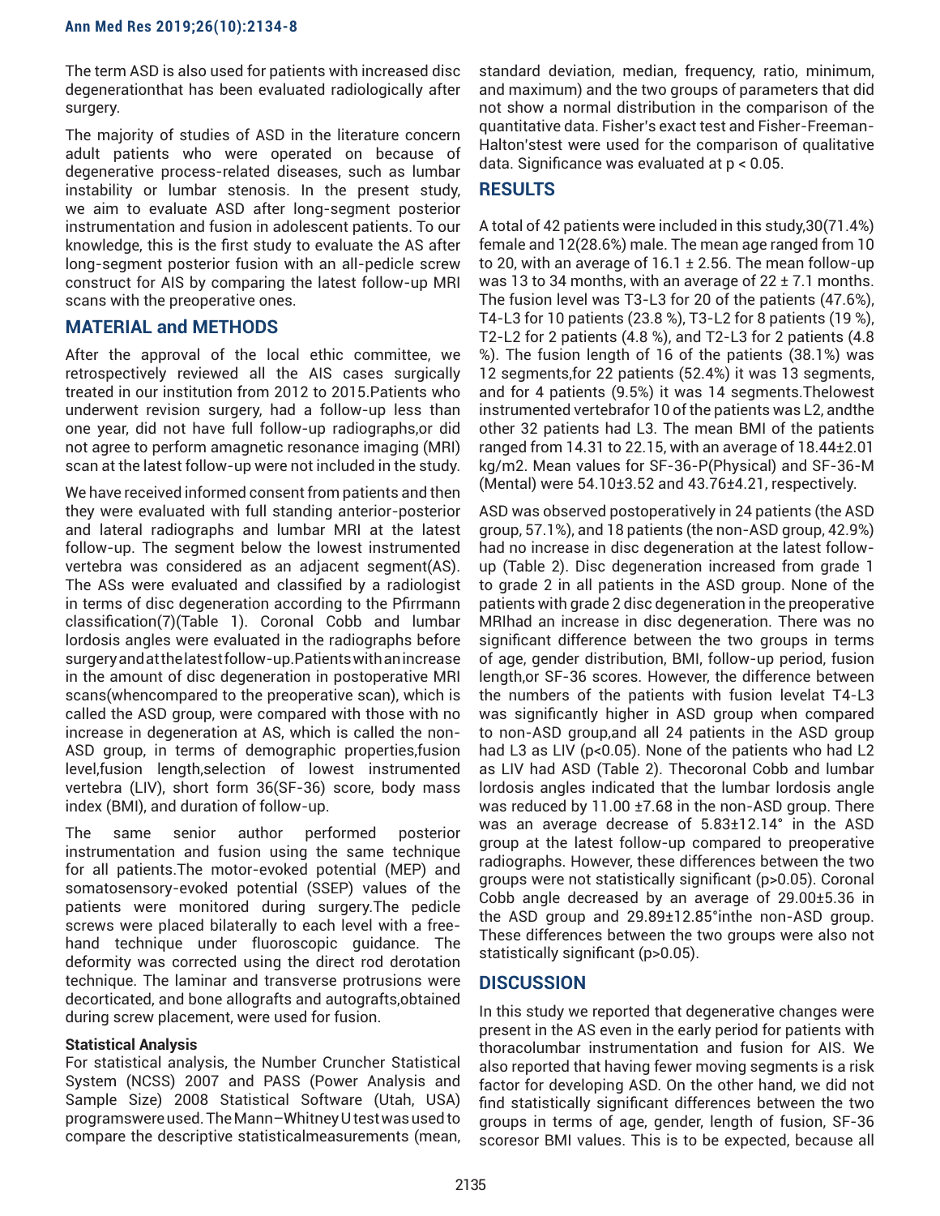The term ASD is also used for patients with increased disc degenerationthat has been evaluated radiologically after surgery.

The majority of studies of ASD in the literature concern adult patients who were operated on because of degenerative process-related diseases, such as lumbar instability or lumbar stenosis. In the present study, we aim to evaluate ASD after long-segment posterior instrumentation and fusion in adolescent patients. To our knowledge, this is the first study to evaluate the AS after long-segment posterior fusion with an all-pedicle screw construct for AIS by comparing the latest follow-up MRI scans with the preoperative ones.

## MATERIAL and METHODS

After the approval of the local ethic committee, we retrospectively reviewed all the AIS cases surgically treated in our institution from 2012 to 2015.Patients who underwent revision surgery, had a follow-up less than one year, did not have full follow-up radiographs,or did not agree to perform amagnetic resonance imaging (MRI) scan at the latest follow-up were not included in the study.

We have received informed consent from patients and then they were evaluated with full standing anterior-posterior and lateral radiographs and lumbar MRI at the latest follow-up. The segment below the lowest instrumented vertebra was considered as an adjacent segment(AS). The ASs were evaluated and classified by a radiologist in terms of disc degeneration according to the Pfirrmann classification(7)(Table 1). Coronal Cobb and lumbar lordosis angles were evaluated in the radiographs before surgeryandatthelatestfollow-up.Patientswithanincrease in the amount of disc degeneration in postoperative MRI scans(whencompared to the preoperative scan), which is called the ASD group, were compared with those with no increase in degeneration at AS, which is called the non-ASD group, in terms of demographic properties,fusion level,fusion length,selection of lowest instrumented vertebra (LIV), short form 36(SF-36) score, body mass index (BMI), and duration of follow-up.

The same senior author performed posterior instrumentation and fusion using the same technique for all patients.The motor-evoked potential (MEP) and somatosensory-evoked potential (SSEP) values of the patients were monitored during surgery.The pedicle screws were placed bilaterally to each level with a free-hand technique under fluoroscopic guidance. The deformity was corrected using the direct rod derotation technique. The laminar and transverse protrusions were decorticated, and bone allografts and autografts,obtained during screw placement, were used for fusion.

### Statistical Analysis

For statistical analysis, the Number Cruncher Statistical System (NCSS) 2007 and PASS (Power Analysis and Sample Size) 2008 Statistical Software (Utah, USA) programswere used. The Mann–Whitney U test was used to compare the descriptive statisticalmeasurements (mean, standard deviation, median, frequency, ratio, minimum, and maximum) and the two groups of parameters that did not show a normal distribution in the comparison of the quantitative data. Fisher's exact test and Fisher-Freeman-Halton'stest were used for the comparison of qualitative data. Significance was evaluated at $p < 0.05$.

## RESULTS

A total of 42 patients were included in this study,30(71.4%) female and 12(28.6%) male. The mean age ranged from 10 to 20, with an average of 16.1 ± 2.56. The mean follow-up was 13 to 34 months, with an average of 22 ± 7.1 months. The fusion level was T3-L3 for 20 of the patients (47.6%), T4-L3 for 10 patients (23.8 %), T3-L2 for 8 patients (19 %), T2-L2 for 2 patients (4.8 %), and T2-L3 for 2 patients (4.8 %). The fusion length of 16 of the patients (38.1%) was 12 segments,for 22 patients (52.4%) it was 13 segments, and for 4 patients (9.5%) it was 14 segments.Thelowest instrumented vertebrafor 10 of the patients was L2, andthe other 32 patients had L3. The mean BMI of the patients ranged from 14.31 to 22.15, with an average of 18.44±2.01 kg/m2. Mean values for SF-36-P(Physical) and SF-36-M (Mental) were 54.10±3.52 and 43.76±4.21, respectively.

ASD was observed postoperatively in 24 patients (the ASD group, 57.1%), and 18 patients (the non-ASD group, 42.9%) had no increase in disc degeneration at the latest follow-up (Table 2). Disc degeneration increased from grade 1 to grade 2 in all patients in the ASD group. None of the patients with grade 2 disc degeneration in the preoperative MRIhad an increase in disc degeneration. There was no significant difference between the two groups in terms of age, gender distribution, BMI, follow-up period, fusion length,or SF-36 scores. However, the difference between the numbers of the patients with fusion levelat T4-L3 was significantly higher in ASD group when compared to non-ASD group,and all 24 patients in the ASD group had L3 as LIV ($p<0.05$). None of the patients who had L2 as LIV had ASD (Table 2). Thecoronal Cobb and lumbar lordosis angles indicated that the lumbar lordosis angle was reduced by 11.00 ±7.68 in the non-ASD group. There was an average decrease of 5.83±12.14° in the ASD group at the latest follow-up compared to preoperative radiographs. However, these differences between the two groups were not statistically significant ($p>0.05$). Coronal Cobb angle decreased by an average of 29.00±5.36 in the ASD group and 29.89±12.85°inthe non-ASD group. These differences between the two groups were also not statistically significant ($p>0.05$).

## DISCUSSION

In this study we reported that degenerative changes were present in the AS even in the early period for patients with thoracolumbar instrumentation and fusion for AIS. We also reported that having fewer moving segments is a risk factor for developing ASD. On the other hand, we did not find statistically significant differences between the two groups in terms of age, gender, length of fusion, SF-36 scoresor BMI values. This is to be expected, because all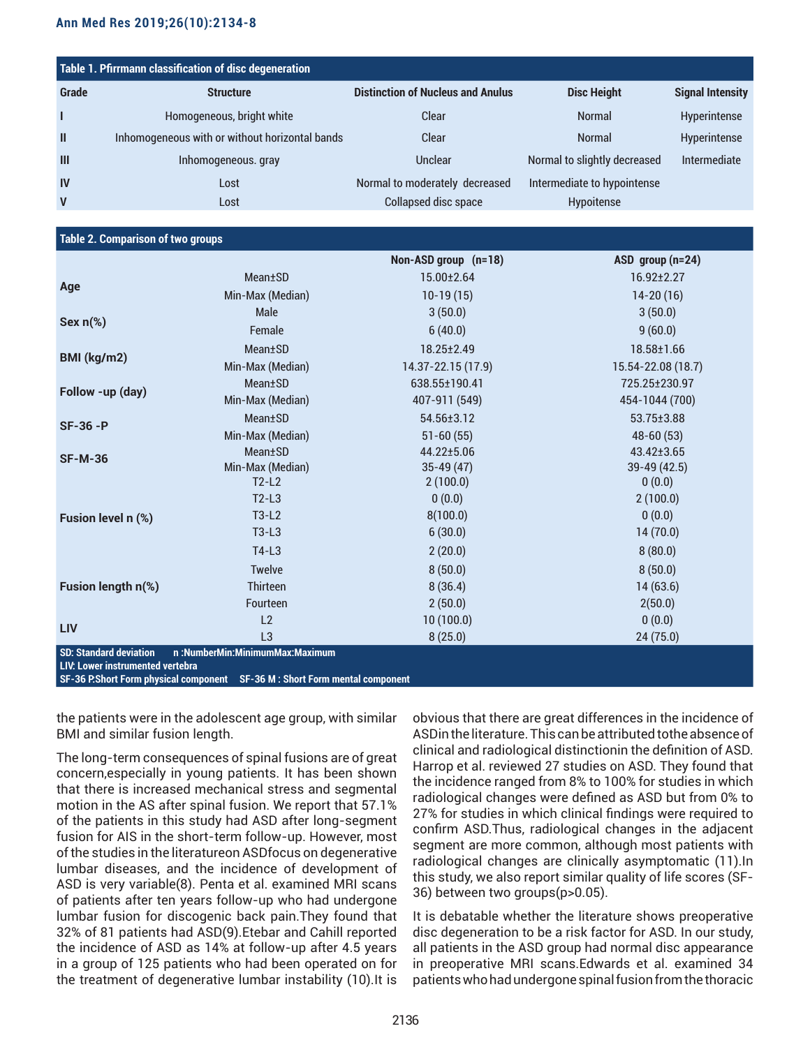**Table 1. Pfirrmann classification of disc degeneration**

| Grade | Structure | Distinction of Nucleus and Anulus | Disc Height | Signal Intensity |
|---|---|---|---|---|
| I | Homogeneous, bright white | Clear | Normal | Hyperintense |
| II | Inhomogeneous with or without horizontal bands | Clear | Normal | Hyperintense |
| III | Inhomogeneous. gray | Unclear | Normal to slightly decreased | Intermediate |
| IV | Lost | Normal to moderately decreased | Intermediate to hypointense | |
| V | Lost | Collapsed disc space | Hypoitense | |

**Table 2. Comparison of two groups**

| | | Non-ASD group (n=18) | ASD group (n=24) |
|---|---|---|---|
| Age | Mean±SD | 15.00±2.64 | 16.92±2.27 |
| | Min-Max (Median) | 10-19 (15) | 14-20 (16) |
| Sex n(%) | Male | 3 (50.0) | 3 (50.0) |
| | Female | 6 (40.0) | 9 (60.0) |
| BMI (kg/m2) | Mean±SD | 18.25±2.49 | 18.58±1.66 |
| | Min-Max (Median) | 14.37-22.15 (17.9) | 15.54-22.08 (18.7) |
| Follow -up (day) | Mean±SD | 638.55±190.41 | 725.25±230.97 |
| | Min-Max (Median) | 407-911 (549) | 454-1044 (700) |
| SF-36 -P | Mean±SD | 54.56±3.12 | 53.75±3.88 |
| | Min-Max (Median) | 51-60 (55) | 48-60 (53) |
| SF-M-36 | Mean±SD | 44.22±5.06 | 43.42±3.65 |
| | Min-Max (Median) | 35-49 (47) | 39-49 (42.5) |
| Fusion level n (%) | T2-L2 | 2 (100.0) | 0 (0.0) |
| | T2-L3 | 0 (0.0) | 2 (100.0) |
| | T3-L2 | 8(100.0) | 0 (0.0) |
| | T3-L3 | 6 (30.0) | 14 (70.0) |
| | T4-L3 | 2 (20.0) | 8 (80.0) |
| Fusion length n(%) | Twelve | 8 (50.0) | 8 (50.0) |
| | Thirteen | 8 (36.4) | 14 (63.6) |
| | Fourteen | 2 (50.0) | 2(50.0) |
| LIV | L2 | 10 (100.0) | 0 (0.0) |
| | L3 | 8 (25.0) | 24 (75.0) |

SD: Standard deviation n :NumberMin:MinimumMax:Maximum
LIV: Lower instrumented vertebra
SF-36 P.Short Form physical component SF-36 M : Short Form mental component

the patients were in the adolescent age group, with similar BMI and similar fusion length.

The long-term consequences of spinal fusions are of great concern,especially in young patients. It has been shown that there is increased mechanical stress and segmental motion in the AS after spinal fusion. We report that 57.1% of the patients in this study had ASD after long-segment fusion for AIS in the short-term follow-up. However, most of the studies in the literatureon ASDfocus on degenerative lumbar diseases, and the incidence of development of ASD is very variable(8). Penta et al. examined MRI scans of patients after ten years follow-up who had undergone lumbar fusion for discogenic back pain.They found that 32% of 81 patients had ASD(9).Etebar and Cahill reported the incidence of ASD as 14% at follow-up after 4.5 years in a group of 125 patients who had been operated on for the treatment of degenerative lumbar instability (10).It is obvious that there are great differences in the incidence of ASDin the literature. This can be attributed tothe absence of clinical and radiological distinctionin the definition of ASD. Harrop et al. reviewed 27 studies on ASD. They found that the incidence ranged from 8% to 100% for studies in which radiological changes were defined as ASD but from 0% to 27% for studies in which clinical findings were required to confirm ASD.Thus, radiological changes in the adjacent segment are more common, although most patients with radiological changes are clinically asymptomatic (11).In this study, we also report similar quality of life scores (SF-36) between two groups(p>0.05).

It is debatable whether the literature shows preoperative disc degeneration to be a risk factor for ASD. In our study, all patients in the ASD group had normal disc appearance in preoperative MRI scans.Edwards et al. examined 34 patients who had undergone spinal fusion from the thoracic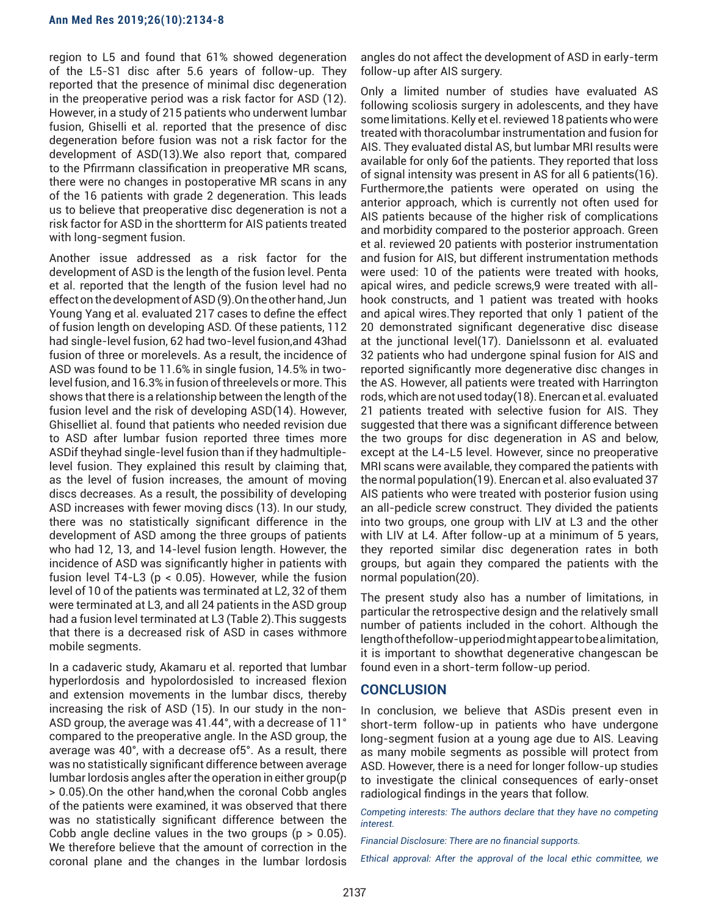region to L5 and found that 61% showed degeneration of the L5-S1 disc after 5.6 years of follow-up. They reported that the presence of minimal disc degeneration in the preoperative period was a risk factor for ASD (12). However, in a study of 215 patients who underwent lumbar fusion, Ghiselli et al. reported that the presence of disc degeneration before fusion was not a risk factor for the development of ASD(13).We also report that, compared to the Pfirrmann classification in preoperative MR scans, there were no changes in postoperative MR scans in any of the 16 patients with grade 2 degeneration. This leads us to believe that preoperative disc degeneration is not a risk factor for ASD in the shortterm for AIS patients treated with long-segment fusion.

Another issue addressed as a risk factor for the development of ASD is the length of the fusion level. Penta et al. reported that the length of the fusion level had no effect on the development of ASD (9).On the other hand, Jun Young Yang et al. evaluated 217 cases to define the effect of fusion length on developing ASD. Of these patients, 112 had single-level fusion, 62 had two-level fusion,and 43had fusion of three or morelevels. As a result, the incidence of ASD was found to be 11.6% in single fusion, 14.5% in two-level fusion, and 16.3% in fusion of threelevels or more. This shows that there is a relationship between the length of the fusion level and the risk of developing ASD(14). However, Ghiselliet al. found that patients who needed revision due to ASD after lumbar fusion reported three times more ASDif theyhad single-level fusion than if they hadmultiple-level fusion. They explained this result by claiming that, as the level of fusion increases, the amount of moving discs decreases. As a result, the possibility of developing ASD increases with fewer moving discs (13). In our study, there was no statistically significant difference in the development of ASD among the three groups of patients who had 12, 13, and 14-level fusion length. However, the incidence of ASD was significantly higher in patients with fusion level T4-L3 ($p < 0.05$). However, while the fusion level of 10 of the patients was terminated at L2, 32 of them were terminated at L3, and all 24 patients in the ASD group had a fusion level terminated at L3 (Table 2).This suggests that there is a decreased risk of ASD in cases withmore mobile segments.

In a cadaveric study, Akamaru et al. reported that lumbar hyperlordosis and hypolordosisled to increased flexion and extension movements in the lumbar discs, thereby increasing the risk of ASD (15). In our study in the non-ASD group, the average was 41.44°, with a decrease of 11° compared to the preoperative angle. In the ASD group, the average was 40°, with a decrease of5°. As a result, there was no statistically significant difference between average lumbar lordosis angles after the operation in either group($p > 0.05$).On the other hand,when the coronal Cobb angles of the patients were examined, it was observed that there was no statistically significant difference between the Cobb angle decline values in the two groups ($p > 0.05$). We therefore believe that the amount of correction in the coronal plane and the changes in the lumbar lordosis angles do not affect the development of ASD in early-term follow-up after AIS surgery.

Only a limited number of studies have evaluated AS following scoliosis surgery in adolescents, and they have some limitations. Kelly et el. reviewed 18 patients who were treated with thoracolumbar instrumentation and fusion for AIS. They evaluated distal AS, but lumbar MRI results were available for only 6of the patients. They reported that loss of signal intensity was present in AS for all 6 patients(16). Furthermore,the patients were operated on using the anterior approach, which is currently not often used for AIS patients because of the higher risk of complications and morbidity compared to the posterior approach. Green et al. reviewed 20 patients with posterior instrumentation and fusion for AIS, but different instrumentation methods were used: 10 of the patients were treated with hooks, apical wires, and pedicle screws,9 were treated with all-hook constructs, and 1 patient was treated with hooks and apical wires.They reported that only 1 patient of the 20 demonstrated significant degenerative disc disease at the junctional level(17). Danielssonn et al. evaluated 32 patients who had undergone spinal fusion for AIS and reported significantly more degenerative disc changes in the AS. However, all patients were treated with Harrington rods, which are not used today(18). Enercan et al. evaluated 21 patients treated with selective fusion for AIS. They suggested that there was a significant difference between the two groups for disc degeneration in AS and below, except at the L4-L5 level. However, since no preoperative MRI scans were available, they compared the patients with the normal population(19). Enercan et al. also evaluated 37 AIS patients who were treated with posterior fusion using an all-pedicle screw construct. They divided the patients into two groups, one group with LIV at L3 and the other with LIV at L4. After follow-up at a minimum of 5 years, they reported similar disc degeneration rates in both groups, but again they compared the patients with the normal population(20).

The present study also has a number of limitations, in particular the retrospective design and the relatively small number of patients included in the cohort. Although the length of thefollow-up period might appear to be a limitation, it is important to showthat degenerative changescan be found even in a short-term follow-up period.

## CONCLUSION

In conclusion, we believe that ASDis present even in short-term follow-up in patients who have undergone long-segment fusion at a young age due to AIS. Leaving as many mobile segments as possible will protect from ASD. However, there is a need for longer follow-up studies to investigate the clinical consequences of early-onset radiological findings in the years that follow.

*Competing interests: The authors declare that they have no competing interest.*

*Financial Disclosure: There are no financial supports.*

*Ethical approval: After the approval of the local ethic committee, we*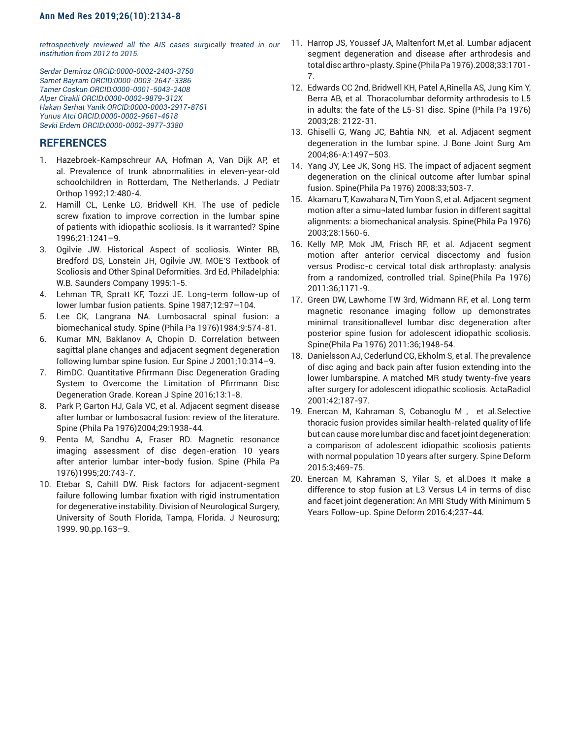*retrospectively reviewed all the AIS cases surgically treated in our institution from 2012 to 2015.*

*Serdar Demiroz ORCID:0000-0002-2403-3750*
*Samet Bayram ORCID:0000-0003-2647-3386*
*Tamer Coskun ORCID:0000-0001-5043-2408*
*Alper Cirakli ORCID:0000-0002-9879-312X*
*Hakan Serhat Yanik ORCID:0000-0003-2917-8761*
*Yunus Atci ORCID:0000-0002-9661-4618*
*Sevki Erdem ORCID:0000-0002-3977-3380*

## REFERENCES

1. Hazebroek-Kampschreur AA, Hofman A, Van Dijk AP, et al. Prevalence of trunk abnormalities in eleven-year-old schoolchildren in Rotterdam, The Netherlands. J Pediatr Orthop 1992;12:480-4.
2. Hamill CL, Lenke LG, Bridwell KH. The use of pedicle screw fixation to improve correction in the lumbar spine of patients with idiopathic scoliosis. Is it warranted? Spine 1996;21:1241–9.
3. Ogilvie JW. Historical Aspect of scoliosis. Winter RB, Bredford DS, Lonstein JH, Ogilvie JW. MOE'S Textbook of Scoliosis and Other Spinal Deformities. 3rd Ed, Philadelphia: W.B. Saunders Company 1995:1-5.
4. Lehman TR, Spratt KF, Tozzi JE. Long-term follow-up of lower lumbar fusion patients. Spine 1987;12:97–104.
5. Lee CK, Langrana NA. Lumbosacral spinal fusion: a biomechanical study. Spine (Phila Pa 1976)1984;9:574-81.
6. Kumar MN, Baklanov A, Chopin D. Correlation between sagittal plane changes and adjacent segment degeneration following lumbar spine fusion. Eur Spine J 2001;10:314–9.
7. RimDC. Quantitative Pfirrmann Disc Degeneration Grading System to Overcome the Limitation of Pfirrmann Disc Degeneration Grade. Korean J Spine 2016;13:1-8.
8. Park P, Garton HJ, Gala VC, et al. Adjacent segment disease after lumbar or lumbosacral fusion: review of the literature. Spine (Phila Pa 1976)2004;29:1938-44.
9. Penta M, Sandhu A, Fraser RD. Magnetic resonance imaging assessment of disc degen-eration 10 years after anterior lumbar inter¬body fusion. Spine (Phila Pa 1976)1995;20:743-7.
10. Etebar S, Cahill DW. Risk factors for adjacent-segment failure following lumbar fixation with rigid instrumentation for degenerative instability. Division of Neurological Surgery, University of South Florida, Tampa, Florida. J Neurosurg; 1999. 90.pp.163–9.
11. Harrop JS, Youssef JA, Maltenfort M,et al. Lumbar adjacent segment degeneration and disease after arthrodesis and total disc arthro¬plasty. Spine (Phila Pa 1976).2008;33:1701-7.
12. Edwards CC 2nd, Bridwell KH, Patel A,Rinella AS, Jung Kim Y, Berra AB, et al. Thoracolumbar deformity arthrodesis to L5 in adults: the fate of the L5-S1 disc. Spine (Phila Pa 1976) 2003;28: 2122-31.
13. Ghiselli G, Wang JC, Bahtia NN, et al. Adjacent segment degeneration in the lumbar spine. J Bone Joint Surg Am 2004;86-A:1497–503.
14. Yang JY, Lee JK, Song HS. The impact of adjacent segment degeneration on the clinical outcome after lumbar spinal fusion. Spine(Phila Pa 1976) 2008:33;503-7.
15. Akamaru T, Kawahara N, Tim Yoon S, et al. Adjacent segment motion after a simu¬lated lumbar fusion in different sagittal alignments: a biomechanical analysis. Spine(Phila Pa 1976) 2003;28:1560-6.
16. Kelly MP, Mok JM, Frisch RF, et al. Adjacent segment motion after anterior cervical discectomy and fusion versus Prodisc-c cervical total disk arthroplasty: analysis from a randomized, controlled trial. Spine(Phila Pa 1976) 2011:36;1171-9.
17. Green DW, Lawhorne TW 3rd, Widmann RF, et al. Long term magnetic resonance imaging follow up demonstrates minimal transitionallevel lumbar disc degeneration after posterior spine fusion for adolescent idiopathic scoliosis. Spine(Phila Pa 1976) 2011:36;1948-54.
18. Danielsson AJ, Cederlund CG, Ekholm S, et al. The prevalence of disc aging and back pain after fusion extending into the lower lumbarspine. A matched MR study twenty-five years after surgery for adolescent idiopathic scoliosis. ActaRadiol 2001:42;187-97.
19. Enercan M, Kahraman S, Cobanoglu M , et al.Selective thoracic fusion provides similar health-related quality of life but can cause more lumbar disc and facet joint degeneration: a comparison of adolescent idiopathic scoliosis patients with normal population 10 years after surgery. Spine Deform 2015:3;469-75.
20. Enercan M, Kahraman S, Yilar S, et al.Does It make a difference to stop fusion at L3 Versus L4 in terms of disc and facet joint degeneration: An MRI Study With Minimum 5 Years Follow-up. Spine Deform 2016:4;237-44.